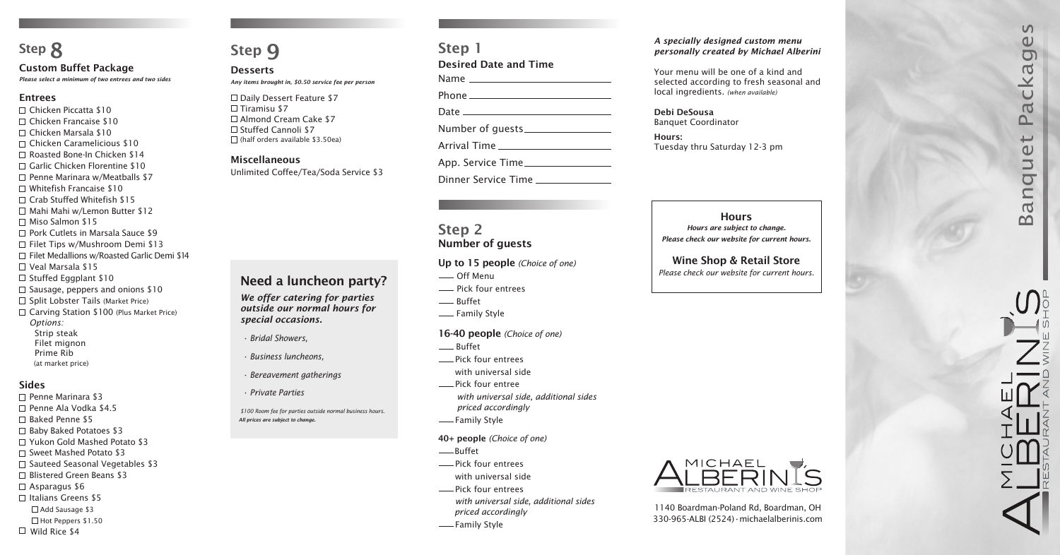## Step 8

### Custom Buffet Package

*Please select a minimum of two entrees and two sides*

#### Entrees

- ☐ Chicken Piccatta $10
- ☐ Chicken Francaise $10
- ☐ Chicken Marsala $10
- ☐ Chicken Caramelicious $10
- ☐ Roasted Bone-In Chicken $14
- ☐ Garlic Chicken Florentine $10
- ☐ Penne Marinara w/Meatballs $7
- ☐ Whitefish Francaise $10
- ☐ Crab Stuffed Whitefish $15
- ☐ Mahi Mahi w/Lemon Butter $12
- ☐ Miso Salmon $15
- ☐ Pork Cutlets in Marsala Sauce $9
- ☐ Filet Tips w/Mushroom Demi $13
- ☐ Filet Medallions w/Roasted Garlic Demi $14
- ☐ Veal Marsala $15
- ☐ Stuffed Eggplant $10
- ☐ Sausage, peppers and onions $10
- ☐ Split Lobster Tails (Market Price)
- ☐ Carving Station $100 (Plus Market Price)
  *Options:*
  Strip steak
  Filet mignon
  Prime Rib
  (at market price)

#### Sides

- ☐ Penne Marinara $3
- ☐ Penne Ala Vodka $4.5
- ☐ Baked Penne $5
- ☐ Baby Baked Potatoes $3
- ☐ Yukon Gold Mashed Potato $3
- ☐ Sweet Mashed Potato $3
- ☐ Sauteed Seasonal Vegetables $3
- ☐ Blistered Green Beans $3
- ☐ Asparagus $6
- ☐ Italians Greens $5
  - ☐ Add Sausage $3
  - ☐ Hot Peppers $1.50
- ☐ Wild Rice $4

## Step 9

### Desserts

*Any items brought in, $0.50 service fee per person*

- ☐ Daily Dessert Feature $7
- ☐ Tiramisu $7
- ☐ Almond Cream Cake $7
- ☐ Stuffed Cannoli $7
- ☐ (half orders available $3.50ea)

### Miscellaneous

Unlimited Coffee/Tea/Soda Service $3

## Need a luncheon party?

***We offer catering for parties outside our normal hours for special occasions.***

- *Bridal Showers,*
- *Business luncheons,*
- *Bereavement gatherings*
- *Private Parties*

*$100 Room fee for parties outside normal business hours.*
***All prices are subject to change.***

## Step 1

### Desired Date and Time

Name ________________

Phone ________________

Date ________________

Number of guests ________________

Arrival Time ________________

App. Service Time ________________

Dinner Service Time ________________

## Step 2

### Number of guests

**Up to 15 people** *(Choice of one)*

- ___ Off Menu
- ___ Pick four entrees
- ___ Buffet
- ___ Family Style

**16-40 people** *(Choice of one)*

- ___ Buffet
- ___ Pick four entrees with universal side
- ___ Pick four entree *with universal side, additional sides priced accordingly*
- ___ Family Style

**40+ people** *(Choice of one)*

- ___ Buffet
- ___ Pick four entrees with universal side
- ___ Pick four entrees *with universal side, additional sides priced accordingly*
- ___ Family Style

***A specially designed custom menu personally created by Michael Alberini***

Your menu will be one of a kind and selected according to fresh seasonal and local ingredients. *(when available)*

**Debi DeSousa**
Banquet Coordinator

**Hours:**
Tuesday thru Saturday 12-3 pm

**Hours**

***Hours are subject to change. Please check our website for current hours.***

**Wine Shop & Retail Store**

*Please check our website for current hours.*

MICHAEL ALBERINI'S RESTAURANT AND WINE SHOP

1140 Boardman-Poland Rd, Boardman, OH
330-965-ALBI (2524) · michaelalberinis.com

# Banquet Packages

MICHAEL ALBERINI'S RESTAURANT AND WINE SHOP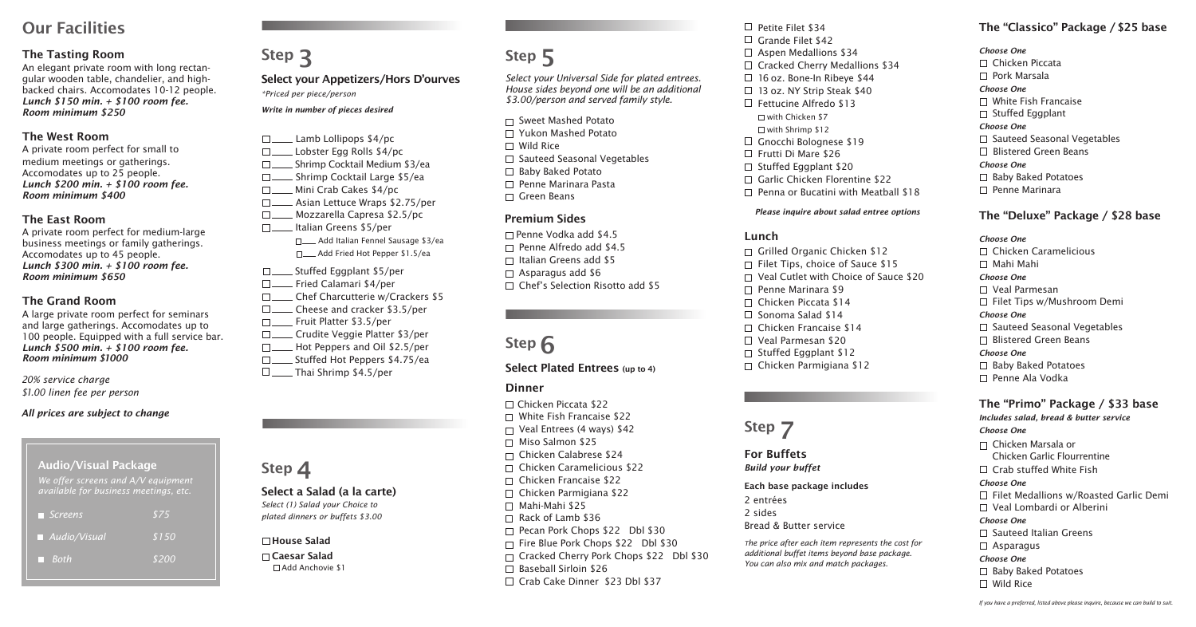# Our Facilities

### The Tasting Room

An elegant private room with long rectangular wooden table, chandelier, and high-backed chairs. Accomodates 10-12 people.
***Lunch $150 min. + $100 room fee. Room minimum $250***

### The West Room

A private room perfect for small to medium meetings or gatherings. Accomodates up to 25 people.
***Lunch $200 min. + $100 room fee. Room minimum $400***

### The East Room

A private room perfect for medium-large business meetings or family gatherings. Accomodates up to 45 people.
***Lunch $300 min. + $100 room fee. Room minimum $650***

### The Grand Room

A large private room perfect for seminars and large gatherings. Accomodates up to 100 people. Equipped with a full service bar.
***Lunch $500 min. + $100 room fee. Room minimum $1000***

*20% service charge*
*$1.00 linen fee per person*

***All prices are subject to change***

### Audio/Visual Package

*We offer screens and A/V equipment available for business meetings, etc.*

| | |
|---|---|
| Screens | $75 |
| Audio/Visual | $150 |
| Both | $200 |

## Step 3

### Select your Appetizers/Hors D'ourves

*\*Priced per piece/person*

***Write in number of pieces desired***

- ☐____ Lamb Lollipops $4/pc
- ☐____ Lobster Egg Rolls $4/pc
- ☐____ Shrimp Cocktail Medium $3/ea
- ☐____ Shrimp Cocktail Large $5/ea
- ☐____ Mini Crab Cakes $4/pc
- ☐____ Asian Lettuce Wraps $2.75/per
- ☐____ Mozzarella Capresa $2.5/pc
- ☐____ Italian Greens $5/per
  - ☐___ Add Italian Fennel Sausage $3/ea
  - ☐___ Add Fried Hot Pepper $1.5/ea
- ☐____ Stuffed Eggplant $5/per
- ☐____ Fried Calamari $4/per
- ☐____ Chef Charcutterie w/Crackers $5
- ☐____ Cheese and cracker $3.5/per
- ☐____ Fruit Platter $3.5/per
- ☐____ Crudite Veggie Platter $3/per
- ☐____ Hot Peppers and Oil $2.5/per
- ☐____ Stuffed Hot Peppers $4.75/ea
- ☐____ Thai Shrimp $4.5/per

## Step 4

### Select a Salad (a la carte)

*Select (1) Salad your Choice to plated dinners or buffets $3.00*

- ☐ **House Salad**
- ☐ **Caesar Salad**
  - ☐ Add Anchovie $1

## Step 5

*Select your Universal Side for plated entrees. House sides beyond one will be an additional $3.00/person and served family style.*

- ☐ Sweet Mashed Potato
- ☐ Yukon Mashed Potato
- ☐ Wild Rice
- ☐ Sauteed Seasonal Vegetables
- ☐ Baby Baked Potato
- ☐ Penne Marinara Pasta
- ☐ Green Beans

### Premium Sides

- ☐ Penne Vodka add $4.5
- ☐ Penne Alfredo add $4.5
- ☐ Italian Greens add $5
- ☐ Asparagus add $6
- ☐ Chef's Selection Risotto add $5

## Step 6

### Select Plated Entrees (up to 4)

### Dinner

- ☐ Chicken Piccata $22
- ☐ White Fish Francaise $22
- ☐ Veal Entrees (4 ways) $42
- ☐ Miso Salmon $25
- ☐ Chicken Calabrese $24
- ☐ Chicken Caramelicious $22
- ☐ Chicken Francaise $22
- ☐ Chicken Parmigiana $22
- ☐ Mahi-Mahi $25
- ☐ Rack of Lamb $36
- ☐ Pecan Pork Chops $22 Dbl $30
- ☐ Fire Blue Pork Chops $22 Dbl $30
- ☐ Cracked Cherry Pork Chops $22 Dbl $30
- ☐ Baseball Sirloin $26
- ☐ Crab Cake Dinner $23 Dbl $37
- ☐ Petite Filet $34
- ☐ Grande Filet $42
- ☐ Aspen Medallions $34
- ☐ Cracked Cherry Medallions $34
- ☐ 16 oz. Bone-In Ribeye $44
- ☐ 13 oz. NY Strip Steak $40
- ☐ Fettucine Alfredo $13
  - ☐ with Chicken $7
  - ☐ with Shrimp $12
- ☐ Gnocchi Bolognese $19
- ☐ Frutti Di Mare $26
- ☐ Stuffed Eggplant $20
- ☐ Garlic Chicken Florentine $22
- ☐ Penna or Bucatini with Meatball $18

***Please inquire about salad entree options***

### Lunch

- ☐ Grilled Organic Chicken $12
- ☐ Filet Tips, choice of Sauce $15
- ☐ Veal Cutlet with Choice of Sauce $20
- ☐ Penne Marinara $9
- ☐ Chicken Piccata $14
- ☐ Sonoma Salad $14
- ☐ Chicken Francaise $14
- ☐ Veal Parmesan $20
- ☐ Stuffed Eggplant $12
- ☐ Chicken Parmigiana $12

## Step 7

### For Buffets

***Build your buffet***

**Each base package includes**
2 entrées
2 sides
Bread & Butter service

*The price after each item represents the cost for additional buffet items beyond base package. You can also mix and match packages.*

### The "Classico" Package / $25 base

***Choose One***
- ☐ Chicken Piccata
- ☐ Pork Marsala

***Choose One***
- ☐ White Fish Francaise
- ☐ Stuffed Eggplant

***Choose One***
- ☐ Sauteed Seasonal Vegetables
- ☐ Blistered Green Beans

***Choose One***
- ☐ Baby Baked Potatoes
- ☐ Penne Marinara

### The "Deluxe" Package / $28 base

***Choose One***
- ☐ Chicken Caramelicious
- ☐ Mahi Mahi

***Choose One***
- ☐ Veal Parmesan
- ☐ Filet Tips w/Mushroom Demi

***Choose One***
- ☐ Sauteed Seasonal Vegetables
- ☐ Blistered Green Beans

***Choose One***
- ☐ Baby Baked Potatoes
- ☐ Penne Ala Vodka

### The "Primo" Package / $33 base

***Includes salad, bread & butter service***

***Choose One***
- ☐ Chicken Marsala or Chicken Garlic Flourrentine
- ☐ Crab stuffed White Fish

***Choose One***
- ☐ Filet Medallions w/Roasted Garlic Demi
- ☐ Veal Lombardi or Alberini

***Choose One***
- ☐ Sauteed Italian Greens
- ☐ Asparagus

***Choose One***
- ☐ Baby Baked Potatoes
- ☐ Wild Rice

*If you have a preferred, listed above please inquire, because we can build to suit.*